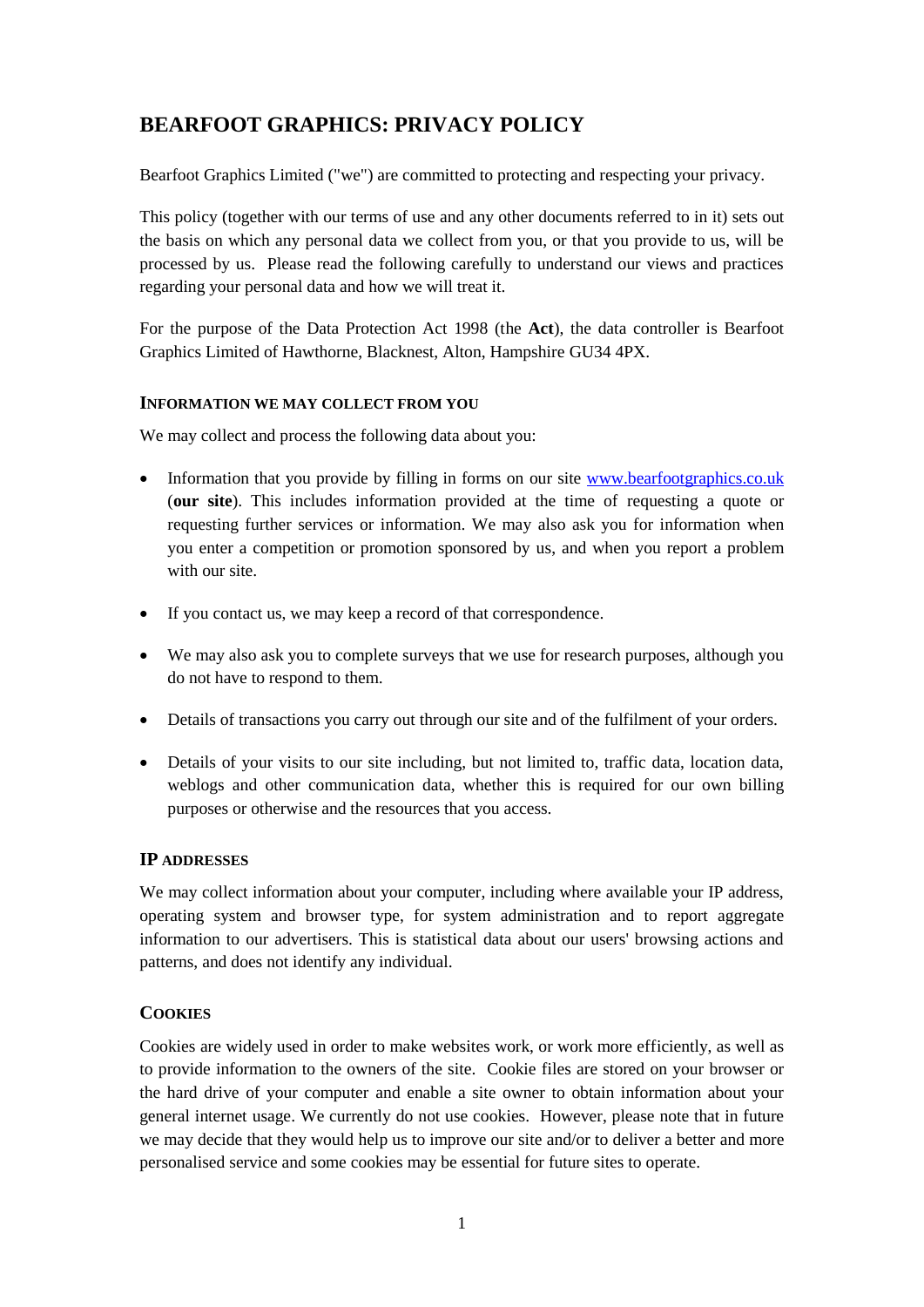# BEARFOOT GRAPHICS: PRIVACY POLICY

Bearfoot Graphics Limited ("we") are committed to protecting and respecting your privacy.

This policy (together with our terms of use and any other documents referred to in it) sets out the basis on which any personal data we collect from you, or that you provide to us, will be processed by us. Please read the following carefully to understand our views and practices regarding your personal data and how we will treat it.

For the purpose of the Data Protection Act 1998 (the **Act**), the data controller is Bearfoot Graphics Limited of Hawthorne, Blacknest, Alton, Hampshire GU34 4PX.

#### INFORMATION WE MAY COLLECT FROM YOU

We may collect and process the following data about you:

- Information that you provide by filling in forms on our site [www.bearfootgraphics.co.uk](http://www.bearfootgraphics.co.uk) (**our site**). This includes information provided at the time of requesting a quote or requesting further services or information. We may also ask you for information when you enter a competition or promotion sponsored by us, and when you report a problem with our site.
- If you contact us, we may keep a record of that correspondence.
- We may also ask you to complete surveys that we use for research purposes, although you do not have to respond to them.
- Details of transactions you carry out through our site and of the fulfilment of your orders.
- Details of your visits to our site including, but not limited to, traffic data, location data, weblogs and other communication data, whether this is required for our own billing purposes or otherwise and the resources that you access.

#### IP ADDRESSES

We may collect information about your computer, including where available your IP address, operating system and browser type, for system administration and to report aggregate information to our advertisers. This is statistical data about our users' browsing actions and patterns, and does not identify any individual.

#### COOKIES

Cookies are widely used in order to make websites work, or work more efficiently, as well as to provide information to the owners of the site. Cookie files are stored on your browser or the hard drive of your computer and enable a site owner to obtain information about your general internet usage. We currently do not use cookies. However, please note that in future we may decide that they would help us to improve our site and/or to deliver a better and more personalised service and some cookies may be essential for future sites to operate.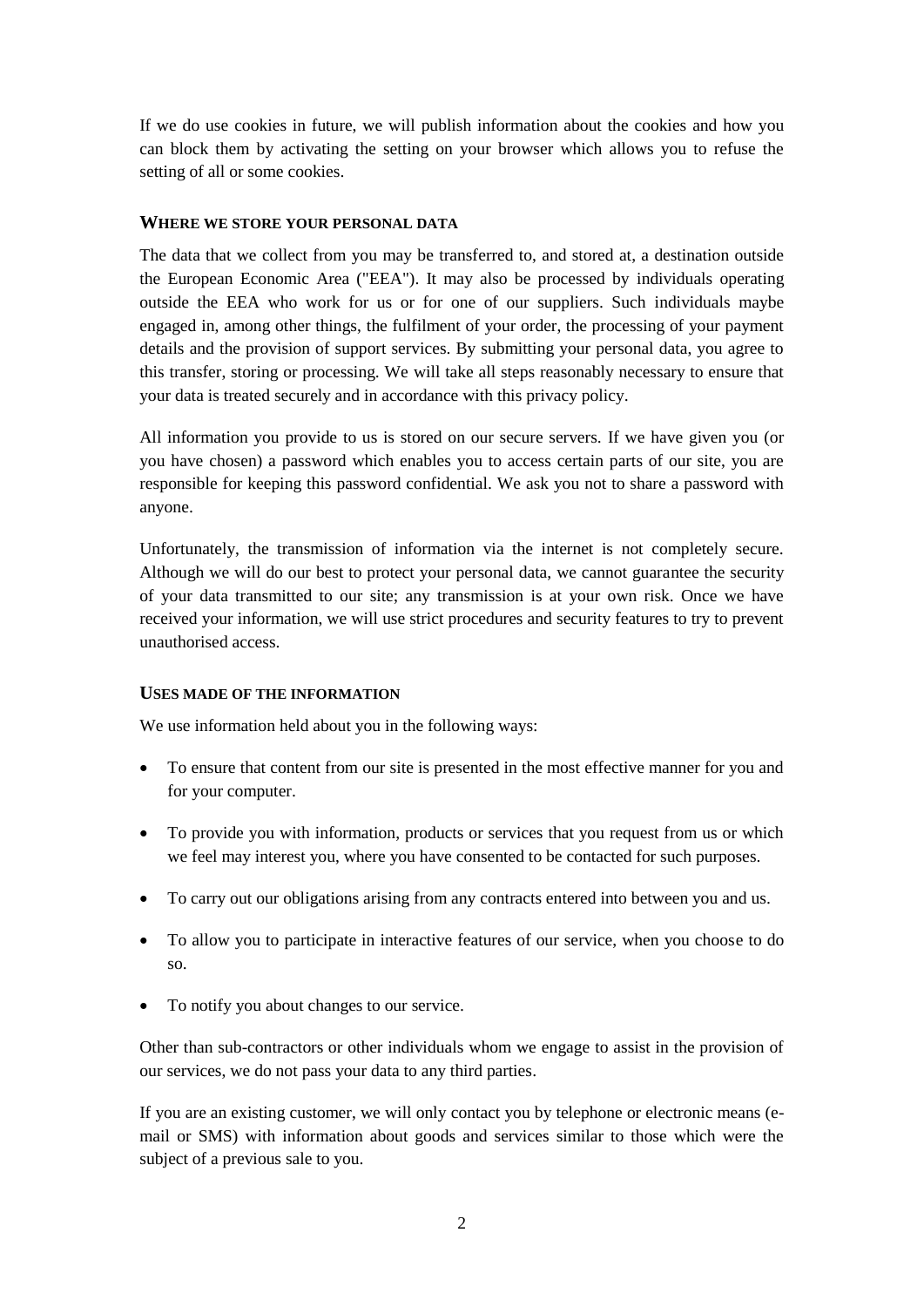If we do use cookies in future, we will publish information about the cookies and how you can block them by activating the setting on your browser which allows you to refuse the setting of all or some cookies.

## WHERE WE STORE YOUR PERSONAL DATA

The data that we collect from you may be transferred to, and stored at, a destination outside the European Economic Area ("EEA"). It may also be processed by individuals operating outside the EEA who work for us or for one of our suppliers. Such individuals maybe engaged in, among other things, the fulfilment of your order, the processing of your payment details and the provision of support services. By submitting your personal data, you agree to this transfer, storing or processing. We will take all steps reasonably necessary to ensure that your data is treated securely and in accordance with this privacy policy.

All information you provide to us is stored on our secure servers. If we have given you (or you have chosen) a password which enables you to access certain parts of our site, you are responsible for keeping this password confidential. We ask you not to share a password with anyone.

Unfortunately, the transmission of information via the internet is not completely secure. Although we will do our best to protect your personal data, we cannot guarantee the security of your data transmitted to our site; any transmission is at your own risk. Once we have received your information, we will use strict procedures and security features to try to prevent unauthorised access.

## USES MADE OF THE INFORMATION

We use information held about you in the following ways:

- To ensure that content from our site is presented in the most effective manner for you and for your computer.
- To provide you with information, products or services that you request from us or which we feel may interest you, where you have consented to be contacted for such purposes.
- To carry out our obligations arising from any contracts entered into between you and us.
- To allow you to participate in interactive features of our service, when you choose to do so.
- To notify you about changes to our service.

Other than sub-contractors or other individuals whom we engage to assist in the provision of our services, we do not pass your data to any third parties.

If you are an existing customer, we will only contact you by telephone or electronic means (e-mail or SMS) with information about goods and services similar to those which were the subject of a previous sale to you.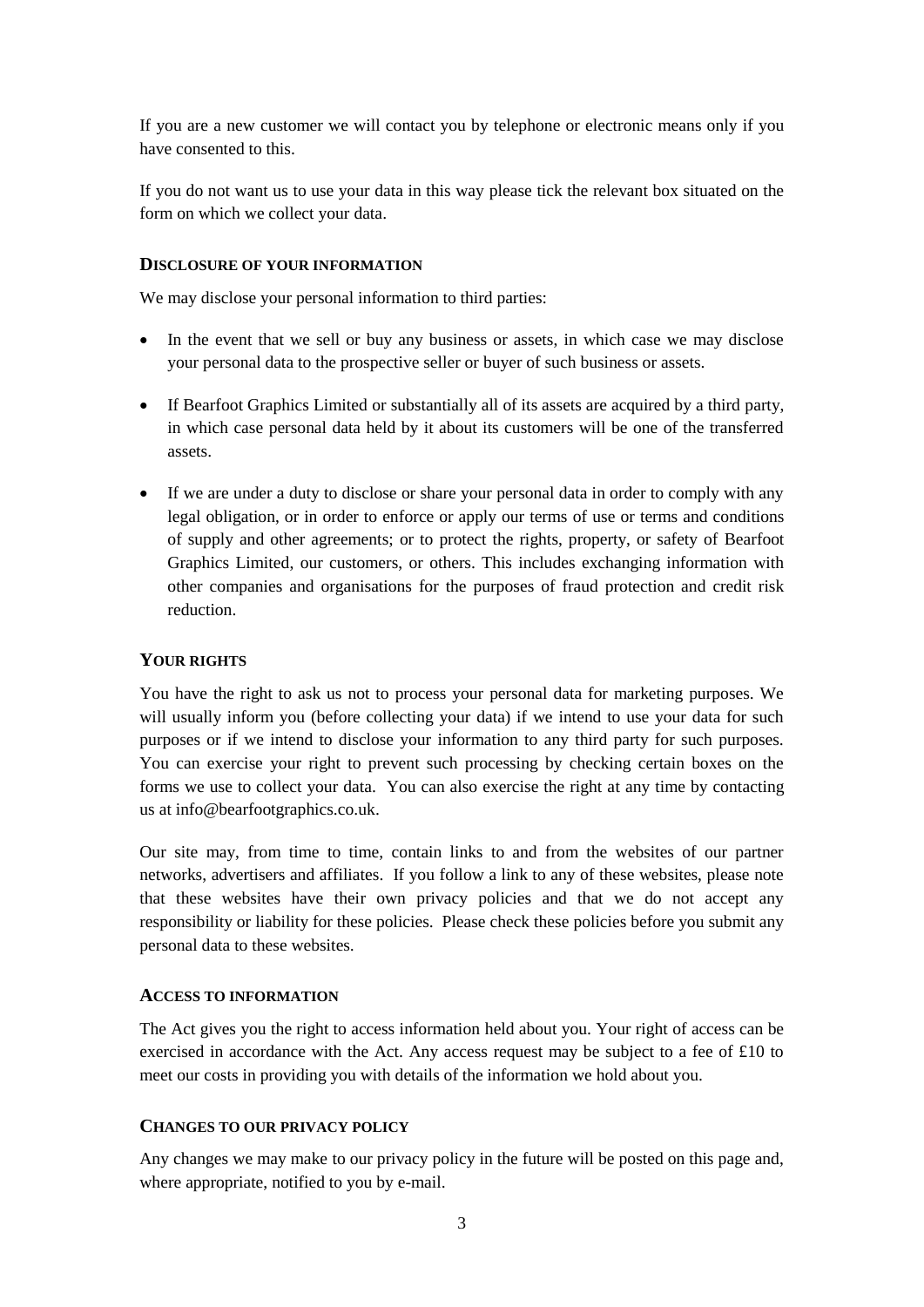If you are a new customer we will contact you by telephone or electronic means only if you have consented to this.

If you do not want us to use your data in this way please tick the relevant box situated on the form on which we collect your data.

### DISCLOSURE OF YOUR INFORMATION

We may disclose your personal information to third parties:

- In the event that we sell or buy any business or assets, in which case we may disclose your personal data to the prospective seller or buyer of such business or assets.
- If Bearfoot Graphics Limited or substantially all of its assets are acquired by a third party, in which case personal data held by it about its customers will be one of the transferred assets.
- If we are under a duty to disclose or share your personal data in order to comply with any legal obligation, or in order to enforce or apply our terms of use or terms and conditions of supply and other agreements; or to protect the rights, property, or safety of Bearfoot Graphics Limited, our customers, or others. This includes exchanging information with other companies and organisations for the purposes of fraud protection and credit risk reduction.

### YOUR RIGHTS

You have the right to ask us not to process your personal data for marketing purposes. We will usually inform you (before collecting your data) if we intend to use your data for such purposes or if we intend to disclose your information to any third party for such purposes. You can exercise your right to prevent such processing by checking certain boxes on the forms we use to collect your data. You can also exercise the right at any time by contacting us at info@bearfootgraphics.co.uk.

Our site may, from time to time, contain links to and from the websites of our partner networks, advertisers and affiliates. If you follow a link to any of these websites, please note that these websites have their own privacy policies and that we do not accept any responsibility or liability for these policies. Please check these policies before you submit any personal data to these websites.

### ACCESS TO INFORMATION

The Act gives you the right to access information held about you. Your right of access can be exercised in accordance with the Act. Any access request may be subject to a fee of £10 to meet our costs in providing you with details of the information we hold about you.

### CHANGES TO OUR PRIVACY POLICY

Any changes we may make to our privacy policy in the future will be posted on this page and, where appropriate, notified to you by e-mail.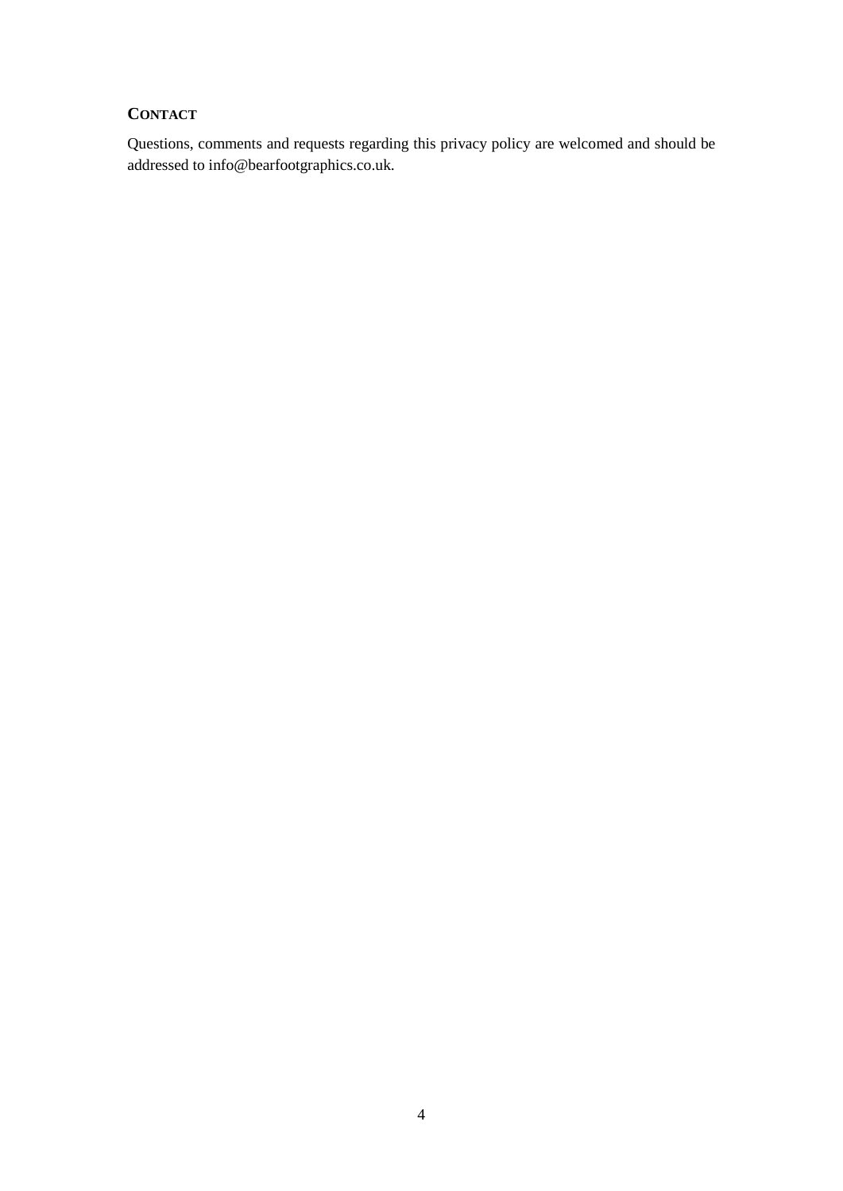### Contact

Questions, comments and requests regarding this privacy policy are welcomed and should be addressed to info@bearfootgraphics.co.uk.